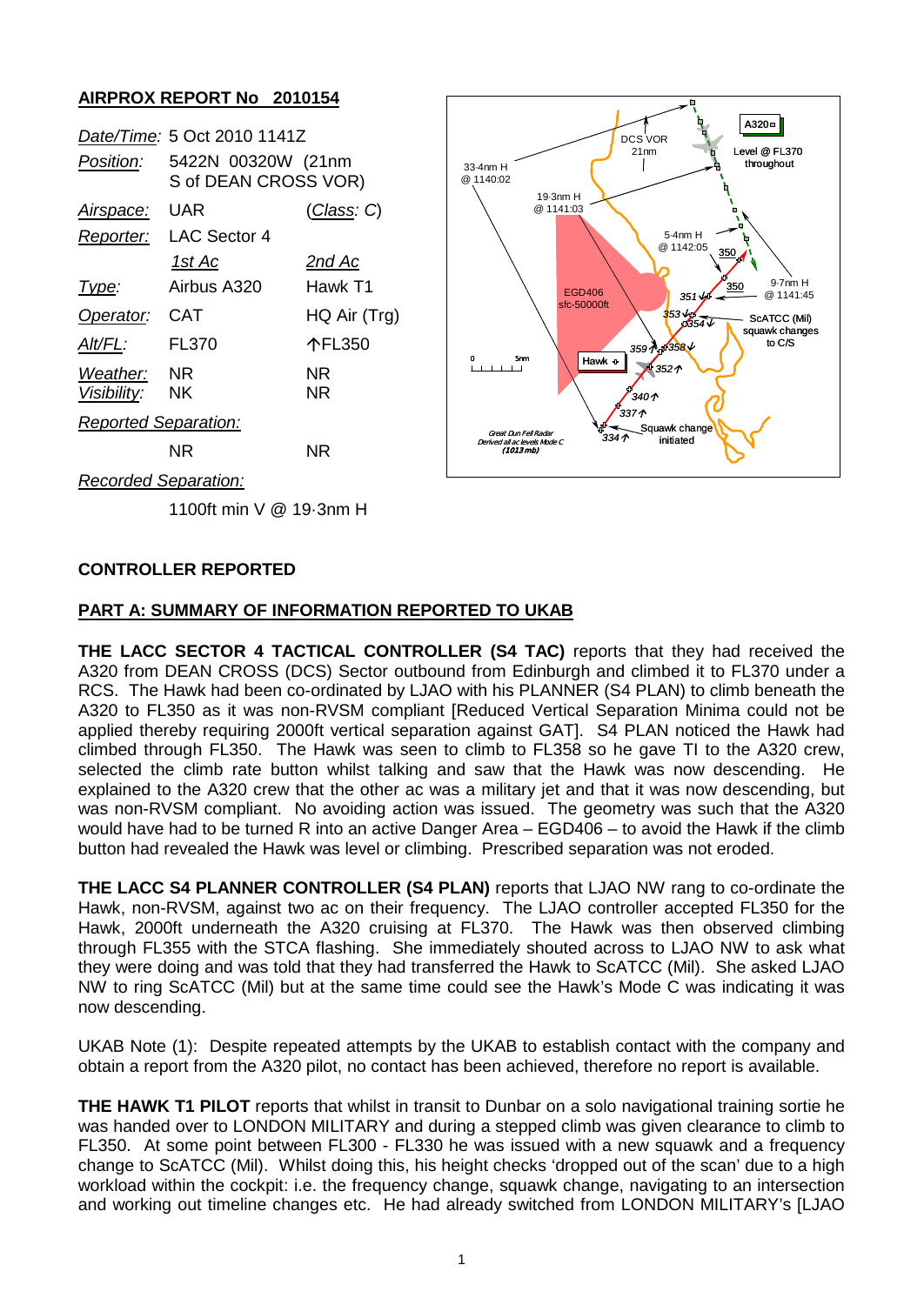## AIRPROX REPORT No 2010154

| | | |
|---|---|---|
| *Date/Time:* | 5 Oct 2010 1141Z | |
| *Position:* | 5422N 00320W (21nm S of DEAN CROSS VOR) | |
| *Airspace:* | UAR | (*Class*: C) |
| *Reporter:* | LAC Sector 4 | |
| | *1st Ac* | *2nd Ac* |
| *Type:* | Airbus A320 | Hawk T1 |
| *Operator:* | CAT | HQ Air (Trg) |
| *Alt/FL:* | FL370 | ↑FL350 |
| *Weather:* | NR | NR |
| *Visibility:* | NK | NR |
| *Reported Separation:* | | |
| | NR | NR |
| *Recorded Separation:* | | |
| | 1100ft min V @ 19·3nm H | |

### CONTROLLER REPORTED

### PART A: SUMMARY OF INFORMATION REPORTED TO UKAB

**THE LACC SECTOR 4 TACTICAL CONTROLLER (S4 TAC)** reports that they had received the A320 from DEAN CROSS (DCS) Sector outbound from Edinburgh and climbed it to FL370 under a RCS. The Hawk had been co-ordinated by LJAO with his PLANNER (S4 PLAN) to climb beneath the A320 to FL350 as it was non-RVSM compliant [Reduced Vertical Separation Minima could not be applied thereby requiring 2000ft vertical separation against GAT]. S4 PLAN noticed the Hawk had climbed through FL350. The Hawk was seen to climb to FL358 so he gave TI to the A320 crew, selected the climb rate button whilst talking and saw that the Hawk was now descending. He explained to the A320 crew that the other ac was a military jet and that it was now descending, but was non-RVSM compliant. No avoiding action was issued. The geometry was such that the A320 would have had to be turned R into an active Danger Area – EGD406 – to avoid the Hawk if the climb button had revealed the Hawk was level or climbing. Prescribed separation was not eroded.

**THE LACC S4 PLANNER CONTROLLER (S4 PLAN)** reports that LJAO NW rang to co-ordinate the Hawk, non-RVSM, against two ac on their frequency. The LJAO controller accepted FL350 for the Hawk, 2000ft underneath the A320 cruising at FL370. The Hawk was then observed climbing through FL355 with the STCA flashing. She immediately shouted across to LJAO NW to ask what they were doing and was told that they had transferred the Hawk to ScATCC (Mil). She asked LJAO NW to ring ScATCC (Mil) but at the same time could see the Hawk's Mode C was indicating it was now descending.

UKAB Note (1): Despite repeated attempts by the UKAB to establish contact with the company and obtain a report from the A320 pilot, no contact has been achieved, therefore no report is available.

**THE HAWK T1 PILOT** reports that whilst in transit to Dunbar on a solo navigational training sortie he was handed over to LONDON MILITARY and during a stepped climb was given clearance to climb to FL350. At some point between FL300 - FL330 he was issued with a new squawk and a frequency change to ScATCC (Mil). Whilst doing this, his height checks 'dropped out of the scan' due to a high workload within the cockpit: i.e. the frequency change, squawk change, navigating to an intersection and working out timeline changes etc. He had already switched from LONDON MILITARY's [LJAO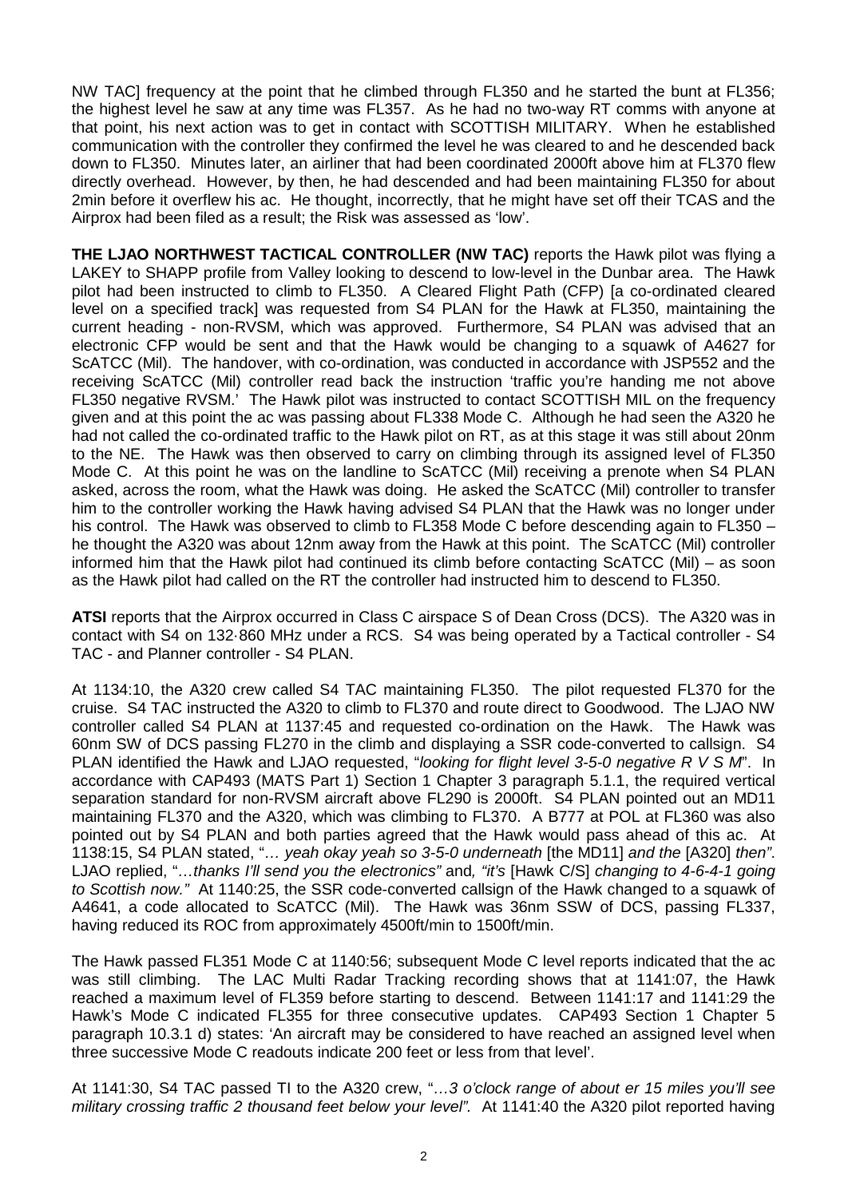NW TAC] frequency at the point that he climbed through FL350 and he started the bunt at FL356; the highest level he saw at any time was FL357. As he had no two-way RT comms with anyone at that point, his next action was to get in contact with SCOTTISH MILITARY. When he established communication with the controller they confirmed the level he was cleared to and he descended back down to FL350. Minutes later, an airliner that had been coordinated 2000ft above him at FL370 flew directly overhead. However, by then, he had descended and had been maintaining FL350 for about 2min before it overflew his ac. He thought, incorrectly, that he might have set off their TCAS and the Airprox had been filed as a result; the Risk was assessed as 'low'.

**THE LJAO NORTHWEST TACTICAL CONTROLLER (NW TAC)** reports the Hawk pilot was flying a LAKEY to SHAPP profile from Valley looking to descend to low-level in the Dunbar area. The Hawk pilot had been instructed to climb to FL350. A Cleared Flight Path (CFP) [a co-ordinated cleared level on a specified track] was requested from S4 PLAN for the Hawk at FL350, maintaining the current heading - non-RVSM, which was approved. Furthermore, S4 PLAN was advised that an electronic CFP would be sent and that the Hawk would be changing to a squawk of A4627 for ScATCC (Mil). The handover, with co-ordination, was conducted in accordance with JSP552 and the receiving ScATCC (Mil) controller read back the instruction 'traffic you're handing me not above FL350 negative RVSM.' The Hawk pilot was instructed to contact SCOTTISH MIL on the frequency given and at this point the ac was passing about FL338 Mode C. Although he had seen the A320 he had not called the co-ordinated traffic to the Hawk pilot on RT, as at this stage it was still about 20nm to the NE. The Hawk was then observed to carry on climbing through its assigned level of FL350 Mode C. At this point he was on the landline to ScATCC (Mil) receiving a prenote when S4 PLAN asked, across the room, what the Hawk was doing. He asked the ScATCC (Mil) controller to transfer him to the controller working the Hawk having advised S4 PLAN that the Hawk was no longer under his control. The Hawk was observed to climb to FL358 Mode C before descending again to FL350 – he thought the A320 was about 12nm away from the Hawk at this point. The ScATCC (Mil) controller informed him that the Hawk pilot had continued its climb before contacting ScATCC (Mil) – as soon as the Hawk pilot had called on the RT the controller had instructed him to descend to FL350.

**ATSI** reports that the Airprox occurred in Class C airspace S of Dean Cross (DCS). The A320 was in contact with S4 on 132·860 MHz under a RCS. S4 was being operated by a Tactical controller - S4 TAC - and Planner controller - S4 PLAN.

At 1134:10, the A320 crew called S4 TAC maintaining FL350. The pilot requested FL370 for the cruise. S4 TAC instructed the A320 to climb to FL370 and route direct to Goodwood. The LJAO NW controller called S4 PLAN at 1137:45 and requested co-ordination on the Hawk. The Hawk was 60nm SW of DCS passing FL270 in the climb and displaying a SSR code-converted to callsign. S4 PLAN identified the Hawk and LJAO requested, "*looking for flight level 3-5-0 negative R V S M*". In accordance with CAP493 (MATS Part 1) Section 1 Chapter 3 paragraph 5.1.1, the required vertical separation standard for non-RVSM aircraft above FL290 is 2000ft. S4 PLAN pointed out an MD11 maintaining FL370 and the A320, which was climbing to FL370. A B777 at POL at FL360 was also pointed out by S4 PLAN and both parties agreed that the Hawk would pass ahead of this ac. At 1138:15, S4 PLAN stated, "*… yeah okay yeah so 3-5-0 underneath* [the MD11] *and the* [A320] *then"*. LJAO replied, "*…thanks I'll send you the electronics"* and*, "it's* [Hawk C/S] *changing to 4-6-4-1 going to Scottish now."* At 1140:25, the SSR code-converted callsign of the Hawk changed to a squawk of A4641, a code allocated to ScATCC (Mil). The Hawk was 36nm SSW of DCS, passing FL337, having reduced its ROC from approximately 4500ft/min to 1500ft/min.

The Hawk passed FL351 Mode C at 1140:56; subsequent Mode C level reports indicated that the ac was still climbing. The LAC Multi Radar Tracking recording shows that at 1141:07, the Hawk reached a maximum level of FL359 before starting to descend. Between 1141:17 and 1141:29 the Hawk's Mode C indicated FL355 for three consecutive updates. CAP493 Section 1 Chapter 5 paragraph 10.3.1 d) states: 'An aircraft may be considered to have reached an assigned level when three successive Mode C readouts indicate 200 feet or less from that level'.

At 1141:30, S4 TAC passed TI to the A320 crew, "*…3 o'clock range of about er 15 miles you'll see military crossing traffic 2 thousand feet below your level".* At 1141:40 the A320 pilot reported having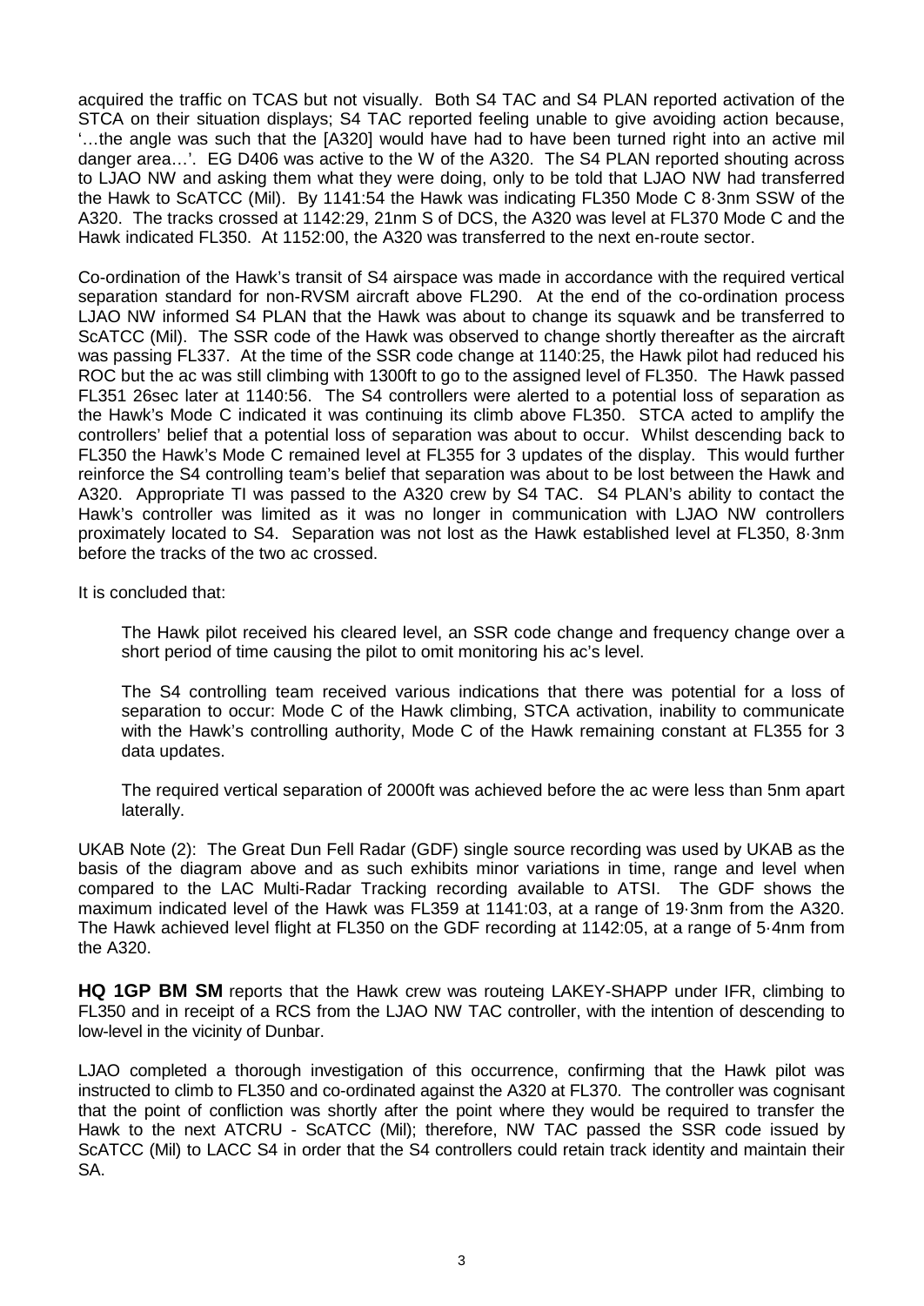acquired the traffic on TCAS but not visually. Both S4 TAC and S4 PLAN reported activation of the STCA on their situation displays; S4 TAC reported feeling unable to give avoiding action because, '…the angle was such that the [A320] would have had to have been turned right into an active mil danger area…'. EG D406 was active to the W of the A320. The S4 PLAN reported shouting across to LJAO NW and asking them what they were doing, only to be told that LJAO NW had transferred the Hawk to ScATCC (Mil). By 1141:54 the Hawk was indicating FL350 Mode C 8·3nm SSW of the A320. The tracks crossed at 1142:29, 21nm S of DCS, the A320 was level at FL370 Mode C and the Hawk indicated FL350. At 1152:00, the A320 was transferred to the next en-route sector.

Co-ordination of the Hawk's transit of S4 airspace was made in accordance with the required vertical separation standard for non-RVSM aircraft above FL290. At the end of the co-ordination process LJAO NW informed S4 PLAN that the Hawk was about to change its squawk and be transferred to ScATCC (Mil). The SSR code of the Hawk was observed to change shortly thereafter as the aircraft was passing FL337. At the time of the SSR code change at 1140:25, the Hawk pilot had reduced his ROC but the ac was still climbing with 1300ft to go to the assigned level of FL350. The Hawk passed FL351 26sec later at 1140:56. The S4 controllers were alerted to a potential loss of separation as the Hawk's Mode C indicated it was continuing its climb above FL350. STCA acted to amplify the controllers' belief that a potential loss of separation was about to occur. Whilst descending back to FL350 the Hawk's Mode C remained level at FL355 for 3 updates of the display. This would further reinforce the S4 controlling team's belief that separation was about to be lost between the Hawk and A320. Appropriate TI was passed to the A320 crew by S4 TAC. S4 PLAN's ability to contact the Hawk's controller was limited as it was no longer in communication with LJAO NW controllers proximately located to S4. Separation was not lost as the Hawk established level at FL350, 8·3nm before the tracks of the two ac crossed.

It is concluded that:

> The Hawk pilot received his cleared level, an SSR code change and frequency change over a short period of time causing the pilot to omit monitoring his ac's level.
>
> The S4 controlling team received various indications that there was potential for a loss of separation to occur: Mode C of the Hawk climbing, STCA activation, inability to communicate with the Hawk's controlling authority, Mode C of the Hawk remaining constant at FL355 for 3 data updates.
>
> The required vertical separation of 2000ft was achieved before the ac were less than 5nm apart laterally.

UKAB Note (2): The Great Dun Fell Radar (GDF) single source recording was used by UKAB as the basis of the diagram above and as such exhibits minor variations in time, range and level when compared to the LAC Multi-Radar Tracking recording available to ATSI. The GDF shows the maximum indicated level of the Hawk was FL359 at 1141:03, at a range of 19·3nm from the A320. The Hawk achieved level flight at FL350 on the GDF recording at 1142:05, at a range of 5·4nm from the A320.

**HQ 1GP BM SM** reports that the Hawk crew was routeing LAKEY-SHAPP under IFR, climbing to FL350 and in receipt of a RCS from the LJAO NW TAC controller, with the intention of descending to low-level in the vicinity of Dunbar.

LJAO completed a thorough investigation of this occurrence, confirming that the Hawk pilot was instructed to climb to FL350 and co-ordinated against the A320 at FL370. The controller was cognisant that the point of confliction was shortly after the point where they would be required to transfer the Hawk to the next ATCRU - ScATCC (Mil); therefore, NW TAC passed the SSR code issued by ScATCC (Mil) to LACC S4 in order that the S4 controllers could retain track identity and maintain their SA.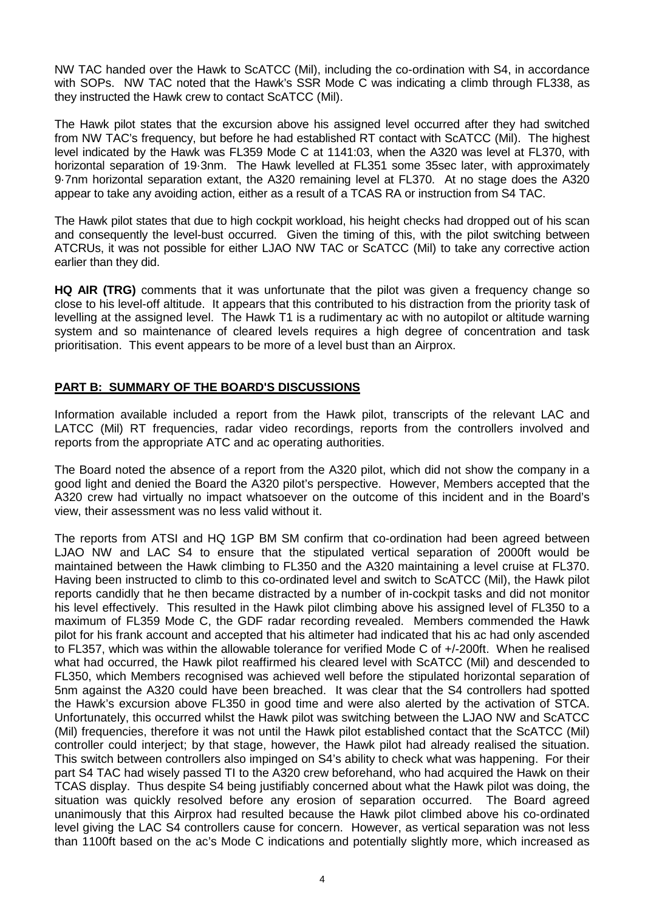NW TAC handed over the Hawk to ScATCC (Mil), including the co-ordination with S4, in accordance with SOPs. NW TAC noted that the Hawk's SSR Mode C was indicating a climb through FL338, as they instructed the Hawk crew to contact ScATCC (Mil).

The Hawk pilot states that the excursion above his assigned level occurred after they had switched from NW TAC's frequency, but before he had established RT contact with ScATCC (Mil). The highest level indicated by the Hawk was FL359 Mode C at 1141:03, when the A320 was level at FL370, with horizontal separation of 19·3nm. The Hawk levelled at FL351 some 35sec later, with approximately 9·7nm horizontal separation extant, the A320 remaining level at FL370. At no stage does the A320 appear to take any avoiding action, either as a result of a TCAS RA or instruction from S4 TAC.

The Hawk pilot states that due to high cockpit workload, his height checks had dropped out of his scan and consequently the level-bust occurred. Given the timing of this, with the pilot switching between ATCRUs, it was not possible for either LJAO NW TAC or ScATCC (Mil) to take any corrective action earlier than they did.

**HQ AIR (TRG)** comments that it was unfortunate that the pilot was given a frequency change so close to his level-off altitude. It appears that this contributed to his distraction from the priority task of levelling at the assigned level. The Hawk T1 is a rudimentary ac with no autopilot or altitude warning system and so maintenance of cleared levels requires a high degree of concentration and task prioritisation. This event appears to be more of a level bust than an Airprox.

## PART B: SUMMARY OF THE BOARD'S DISCUSSIONS

Information available included a report from the Hawk pilot, transcripts of the relevant LAC and LATCC (Mil) RT frequencies, radar video recordings, reports from the controllers involved and reports from the appropriate ATC and ac operating authorities.

The Board noted the absence of a report from the A320 pilot, which did not show the company in a good light and denied the Board the A320 pilot's perspective. However, Members accepted that the A320 crew had virtually no impact whatsoever on the outcome of this incident and in the Board's view, their assessment was no less valid without it.

The reports from ATSI and HQ 1GP BM SM confirm that co-ordination had been agreed between LJAO NW and LAC S4 to ensure that the stipulated vertical separation of 2000ft would be maintained between the Hawk climbing to FL350 and the A320 maintaining a level cruise at FL370. Having been instructed to climb to this co-ordinated level and switch to ScATCC (Mil), the Hawk pilot reports candidly that he then became distracted by a number of in-cockpit tasks and did not monitor his level effectively. This resulted in the Hawk pilot climbing above his assigned level of FL350 to a maximum of FL359 Mode C, the GDF radar recording revealed. Members commended the Hawk pilot for his frank account and accepted that his altimeter had indicated that his ac had only ascended to FL357, which was within the allowable tolerance for verified Mode C of +/-200ft. When he realised what had occurred, the Hawk pilot reaffirmed his cleared level with ScATCC (Mil) and descended to FL350, which Members recognised was achieved well before the stipulated horizontal separation of 5nm against the A320 could have been breached. It was clear that the S4 controllers had spotted the Hawk's excursion above FL350 in good time and were also alerted by the activation of STCA. Unfortunately, this occurred whilst the Hawk pilot was switching between the LJAO NW and ScATCC (Mil) frequencies, therefore it was not until the Hawk pilot established contact that the ScATCC (Mil) controller could interject; by that stage, however, the Hawk pilot had already realised the situation. This switch between controllers also impinged on S4's ability to check what was happening. For their part S4 TAC had wisely passed TI to the A320 crew beforehand, who had acquired the Hawk on their TCAS display. Thus despite S4 being justifiably concerned about what the Hawk pilot was doing, the situation was quickly resolved before any erosion of separation occurred. The Board agreed unanimously that this Airprox had resulted because the Hawk pilot climbed above his co-ordinated level giving the LAC S4 controllers cause for concern. However, as vertical separation was not less than 1100ft based on the ac's Mode C indications and potentially slightly more, which increased as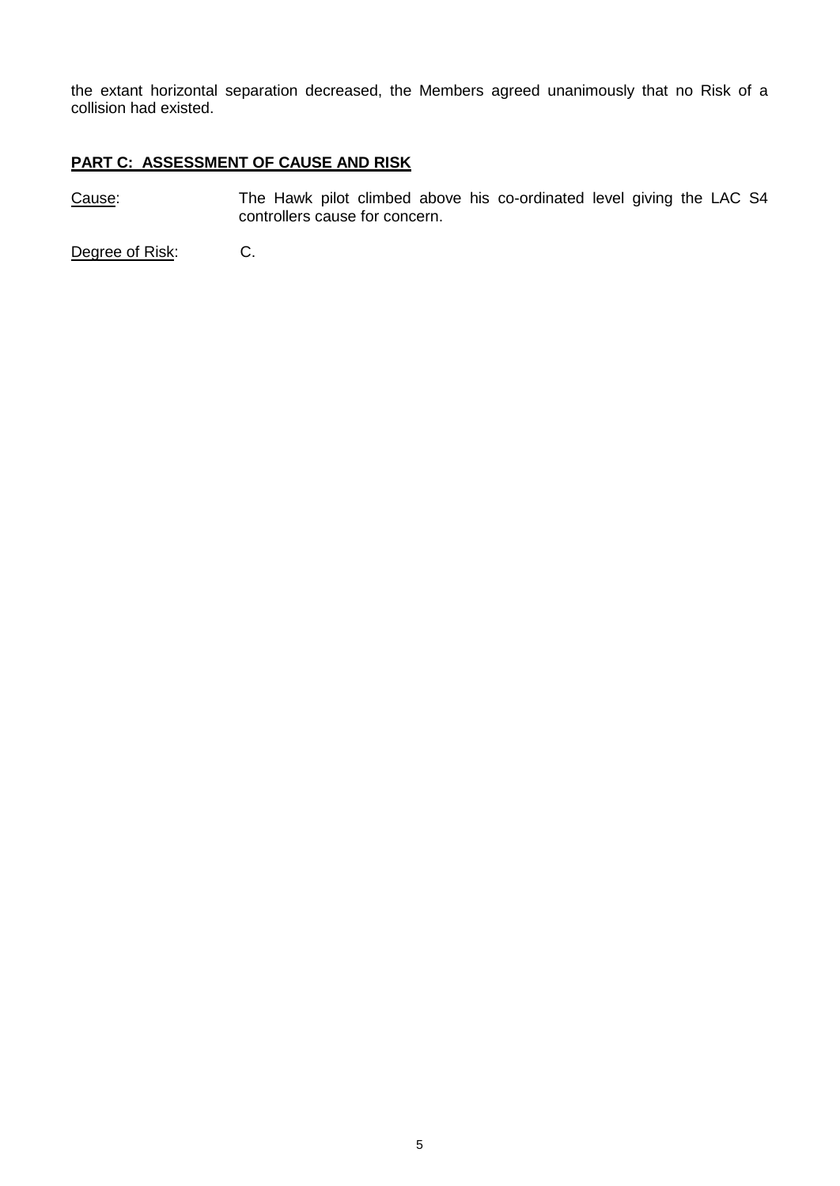the extant horizontal separation decreased, the Members agreed unanimously that no Risk of a collision had existed.

## PART C: ASSESSMENT OF CAUSE AND RISK

Cause: The Hawk pilot climbed above his co-ordinated level giving the LAC S4 controllers cause for concern.

Degree of Risk: C.